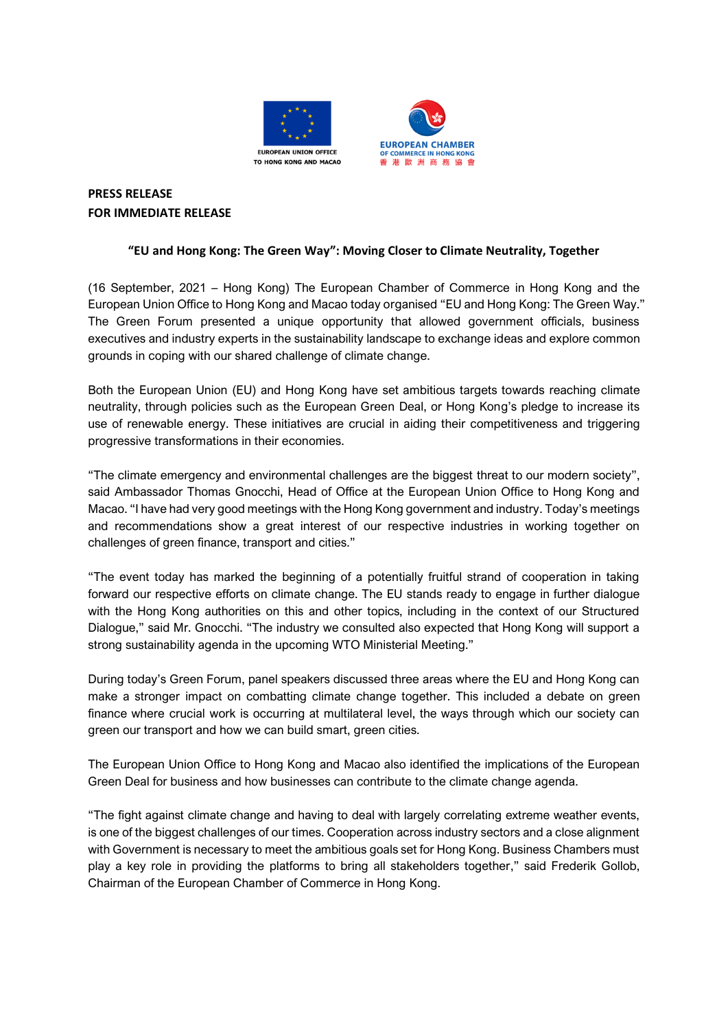**PRESS RELEASE**
**FOR IMMEDIATE RELEASE**

## "EU and Hong Kong: The Green Way": Moving Closer to Climate Neutrality, Together

(16 September, 2021 – Hong Kong) The European Chamber of Commerce in Hong Kong and the European Union Office to Hong Kong and Macao today organised "EU and Hong Kong: The Green Way." The Green Forum presented a unique opportunity that allowed government officials, business executives and industry experts in the sustainability landscape to exchange ideas and explore common grounds in coping with our shared challenge of climate change.

Both the European Union (EU) and Hong Kong have set ambitious targets towards reaching climate neutrality, through policies such as the European Green Deal, or Hong Kong's pledge to increase its use of renewable energy. These initiatives are crucial in aiding their competitiveness and triggering progressive transformations in their economies.

"The climate emergency and environmental challenges are the biggest threat to our modern society", said Ambassador Thomas Gnocchi, Head of Office at the European Union Office to Hong Kong and Macao. "I have had very good meetings with the Hong Kong government and industry. Today's meetings and recommendations show a great interest of our respective industries in working together on challenges of green finance, transport and cities."

"The event today has marked the beginning of a potentially fruitful strand of cooperation in taking forward our respective efforts on climate change. The EU stands ready to engage in further dialogue with the Hong Kong authorities on this and other topics, including in the context of our Structured Dialogue," said Mr. Gnocchi. "The industry we consulted also expected that Hong Kong will support a strong sustainability agenda in the upcoming WTO Ministerial Meeting."

During today's Green Forum, panel speakers discussed three areas where the EU and Hong Kong can make a stronger impact on combatting climate change together. This included a debate on green finance where crucial work is occurring at multilateral level, the ways through which our society can green our transport and how we can build smart, green cities.

The European Union Office to Hong Kong and Macao also identified the implications of the European Green Deal for business and how businesses can contribute to the climate change agenda.

"The fight against climate change and having to deal with largely correlating extreme weather events, is one of the biggest challenges of our times. Cooperation across industry sectors and a close alignment with Government is necessary to meet the ambitious goals set for Hong Kong. Business Chambers must play a key role in providing the platforms to bring all stakeholders together," said Frederik Gollob, Chairman of the European Chamber of Commerce in Hong Kong.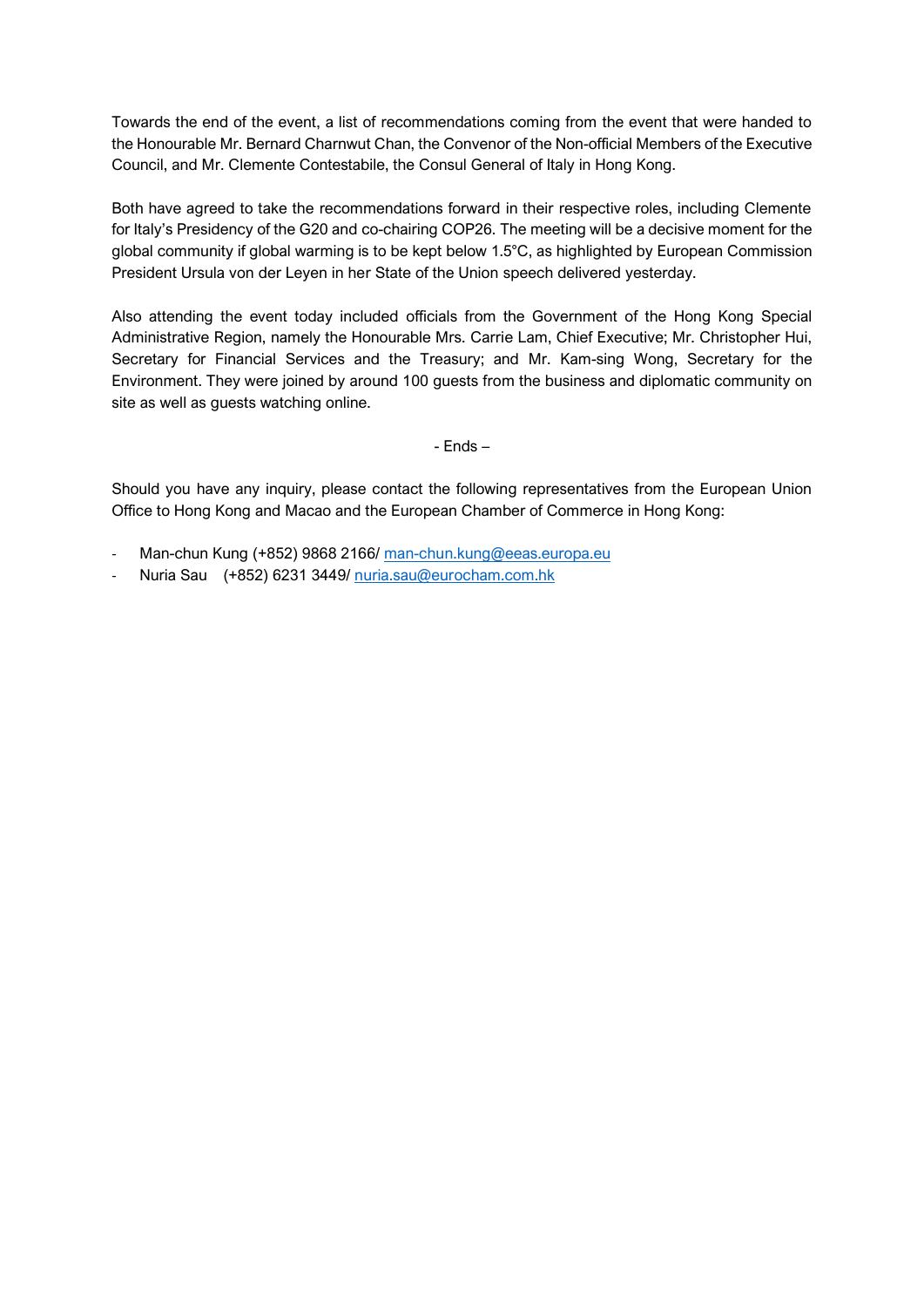Towards the end of the event, a list of recommendations coming from the event that were handed to the Honourable Mr. Bernard Charnwut Chan, the Convenor of the Non-official Members of the Executive Council, and Mr. Clemente Contestabile, the Consul General of Italy in Hong Kong.

Both have agreed to take the recommendations forward in their respective roles, including Clemente for Italy's Presidency of the G20 and co-chairing COP26. The meeting will be a decisive moment for the global community if global warming is to be kept below 1.5°C, as highlighted by European Commission President Ursula von der Leyen in her State of the Union speech delivered yesterday.

Also attending the event today included officials from the Government of the Hong Kong Special Administrative Region, namely the Honourable Mrs. Carrie Lam, Chief Executive; Mr. Christopher Hui, Secretary for Financial Services and the Treasury; and Mr. Kam-sing Wong, Secretary for the Environment. They were joined by around 100 guests from the business and diplomatic community on site as well as guests watching online.

- Ends –

Should you have any inquiry, please contact the following representatives from the European Union Office to Hong Kong and Macao and the European Chamber of Commerce in Hong Kong:

- Man-chun Kung (+852) 9868 2166/ man-chun.kung@eeas.europa.eu
- Nuria Sau (+852) 6231 3449/ nuria.sau@eurocham.com.hk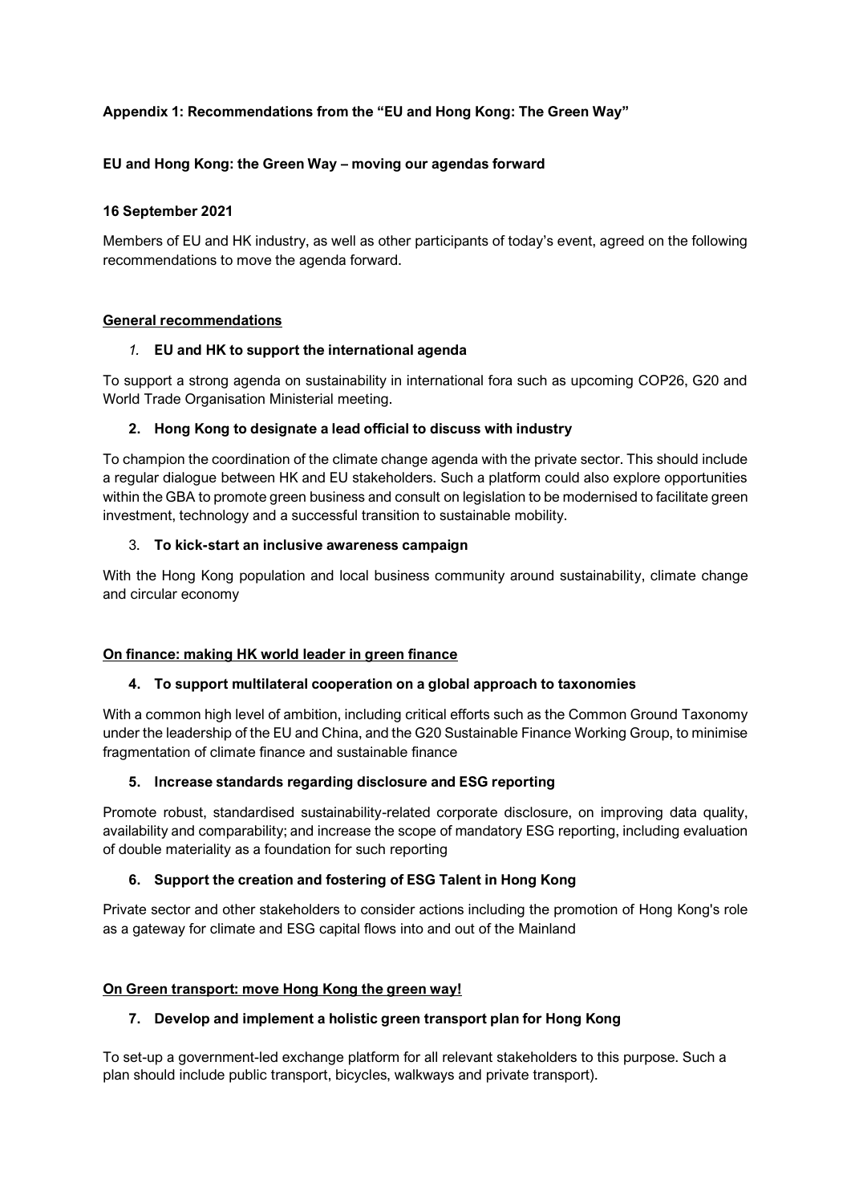**Appendix 1: Recommendations from the "EU and Hong Kong: The Green Way"**

**EU and Hong Kong: the Green Way – moving our agendas forward**

**16 September 2021**

Members of EU and HK industry, as well as other participants of today's event, agreed on the following recommendations to move the agenda forward.

**General recommendations**

1. **EU and HK to support the international agenda**

To support a strong agenda on sustainability in international fora such as upcoming COP26, G20 and World Trade Organisation Ministerial meeting.

2. **Hong Kong to designate a lead official to discuss with industry**

To champion the coordination of the climate change agenda with the private sector. This should include a regular dialogue between HK and EU stakeholders. Such a platform could also explore opportunities within the GBA to promote green business and consult on legislation to be modernised to facilitate green investment, technology and a successful transition to sustainable mobility.

3. **To kick-start an inclusive awareness campaign**

With the Hong Kong population and local business community around sustainability, climate change and circular economy

**On finance: making HK world leader in green finance**

4. **To support multilateral cooperation on a global approach to taxonomies**

With a common high level of ambition, including critical efforts such as the Common Ground Taxonomy under the leadership of the EU and China, and the G20 Sustainable Finance Working Group, to minimise fragmentation of climate finance and sustainable finance

5. **Increase standards regarding disclosure and ESG reporting**

Promote robust, standardised sustainability-related corporate disclosure, on improving data quality, availability and comparability; and increase the scope of mandatory ESG reporting, including evaluation of double materiality as a foundation for such reporting

6. **Support the creation and fostering of ESG Talent in Hong Kong**

Private sector and other stakeholders to consider actions including the promotion of Hong Kong's role as a gateway for climate and ESG capital flows into and out of the Mainland

**On Green transport: move Hong Kong the green way!**

7. **Develop and implement a holistic green transport plan for Hong Kong**

To set-up a government-led exchange platform for all relevant stakeholders to this purpose. Such a plan should include public transport, bicycles, walkways and private transport).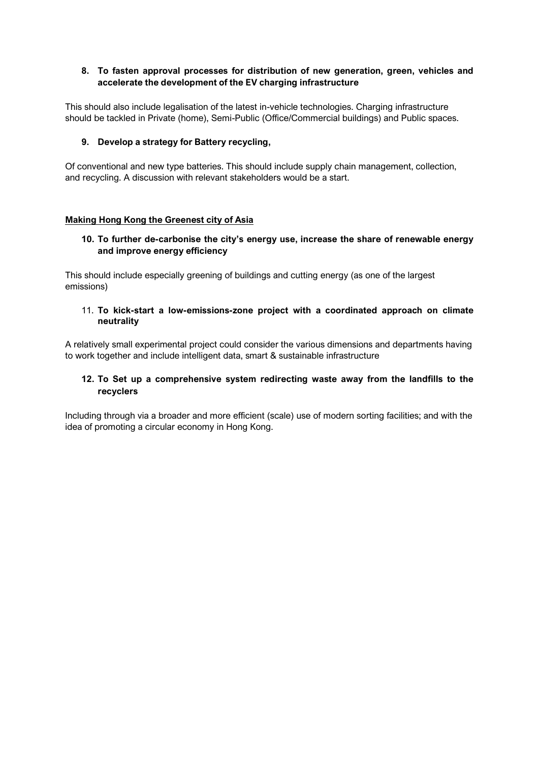**8. To fasten approval processes for distribution of new generation, green, vehicles and accelerate the development of the EV charging infrastructure**

This should also include legalisation of the latest in-vehicle technologies. Charging infrastructure should be tackled in Private (home), Semi-Public (Office/Commercial buildings) and Public spaces.

**9. Develop a strategy for Battery recycling,**

Of conventional and new type batteries. This should include supply chain management, collection, and recycling. A discussion with relevant stakeholders would be a start.

**Making Hong Kong the Greenest city of Asia**

**10. To further de-carbonise the city's energy use, increase the share of renewable energy and improve energy efficiency**

This should include especially greening of buildings and cutting energy (as one of the largest emissions)

11. **To kick-start a low-emissions-zone project with a coordinated approach on climate neutrality**

A relatively small experimental project could consider the various dimensions and departments having to work together and include intelligent data, smart & sustainable infrastructure

**12. To Set up a comprehensive system redirecting waste away from the landfills to the recyclers**

Including through via a broader and more efficient (scale) use of modern sorting facilities; and with the idea of promoting a circular economy in Hong Kong.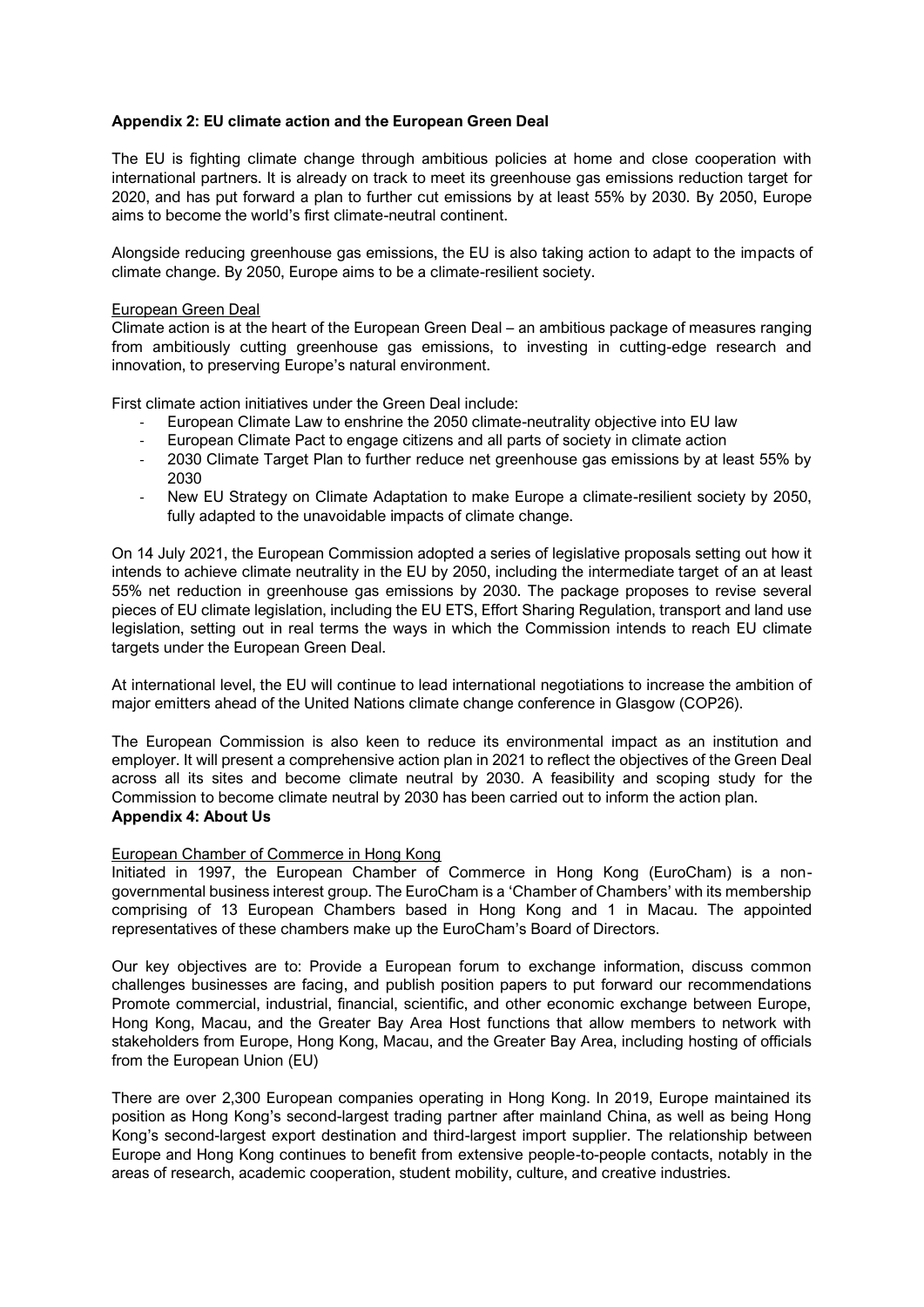**Appendix 2: EU climate action and the European Green Deal**

The EU is fighting climate change through ambitious policies at home and close cooperation with international partners. It is already on track to meet its greenhouse gas emissions reduction target for 2020, and has put forward a plan to further cut emissions by at least 55% by 2030. By 2050, Europe aims to become the world's first climate-neutral continent.

Alongside reducing greenhouse gas emissions, the EU is also taking action to adapt to the impacts of climate change. By 2050, Europe aims to be a climate-resilient society.

European Green Deal

Climate action is at the heart of the European Green Deal – an ambitious package of measures ranging from ambitiously cutting greenhouse gas emissions, to investing in cutting-edge research and innovation, to preserving Europe's natural environment.

First climate action initiatives under the Green Deal include:

- European Climate Law to enshrine the 2050 climate-neutrality objective into EU law
- European Climate Pact to engage citizens and all parts of society in climate action
- 2030 Climate Target Plan to further reduce net greenhouse gas emissions by at least 55% by 2030
- New EU Strategy on Climate Adaptation to make Europe a climate-resilient society by 2050, fully adapted to the unavoidable impacts of climate change.

On 14 July 2021, the European Commission adopted a series of legislative proposals setting out how it intends to achieve climate neutrality in the EU by 2050, including the intermediate target of an at least 55% net reduction in greenhouse gas emissions by 2030. The package proposes to revise several pieces of EU climate legislation, including the EU ETS, Effort Sharing Regulation, transport and land use legislation, setting out in real terms the ways in which the Commission intends to reach EU climate targets under the European Green Deal.

At international level, the EU will continue to lead international negotiations to increase the ambition of major emitters ahead of the United Nations climate change conference in Glasgow (COP26).

The European Commission is also keen to reduce its environmental impact as an institution and employer. It will present a comprehensive action plan in 2021 to reflect the objectives of the Green Deal across all its sites and become climate neutral by 2030. A feasibility and scoping study for the Commission to become climate neutral by 2030 has been carried out to inform the action plan.

**Appendix 4: About Us**

European Chamber of Commerce in Hong Kong

Initiated in 1997, the European Chamber of Commerce in Hong Kong (EuroCham) is a non-governmental business interest group. The EuroCham is a 'Chamber of Chambers' with its membership comprising of 13 European Chambers based in Hong Kong and 1 in Macau. The appointed representatives of these chambers make up the EuroCham's Board of Directors.

Our key objectives are to: Provide a European forum to exchange information, discuss common challenges businesses are facing, and publish position papers to put forward our recommendations Promote commercial, industrial, financial, scientific, and other economic exchange between Europe, Hong Kong, Macau, and the Greater Bay Area Host functions that allow members to network with stakeholders from Europe, Hong Kong, Macau, and the Greater Bay Area, including hosting of officials from the European Union (EU)

There are over 2,300 European companies operating in Hong Kong. In 2019, Europe maintained its position as Hong Kong's second-largest trading partner after mainland China, as well as being Hong Kong's second-largest export destination and third-largest import supplier. The relationship between Europe and Hong Kong continues to benefit from extensive people-to-people contacts, notably in the areas of research, academic cooperation, student mobility, culture, and creative industries.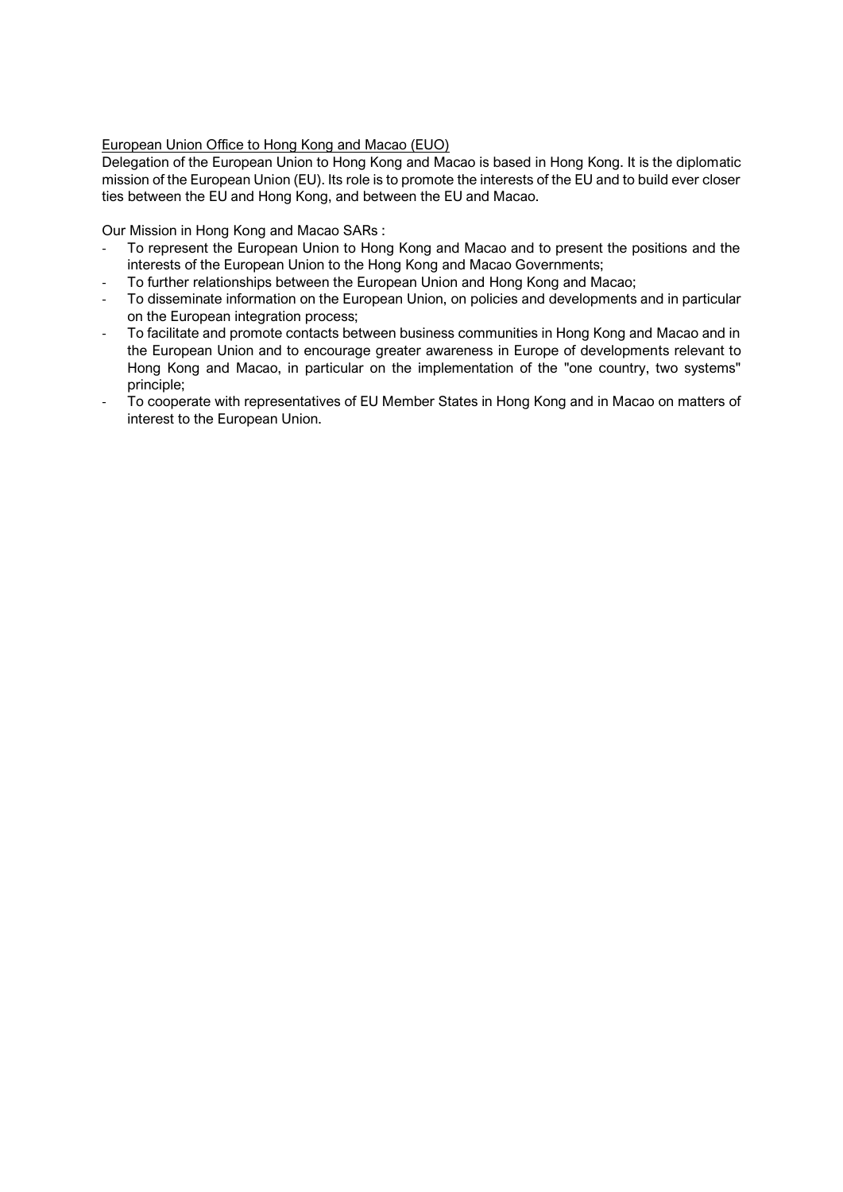European Union Office to Hong Kong and Macao (EUO)

Delegation of the European Union to Hong Kong and Macao is based in Hong Kong. It is the diplomatic mission of the European Union (EU). Its role is to promote the interests of the EU and to build ever closer ties between the EU and Hong Kong, and between the EU and Macao.

Our Mission in Hong Kong and Macao SARs :

- To represent the European Union to Hong Kong and Macao and to present the positions and the interests of the European Union to the Hong Kong and Macao Governments;
- To further relationships between the European Union and Hong Kong and Macao;
- To disseminate information on the European Union, on policies and developments and in particular on the European integration process;
- To facilitate and promote contacts between business communities in Hong Kong and Macao and in the European Union and to encourage greater awareness in Europe of developments relevant to Hong Kong and Macao, in particular on the implementation of the "one country, two systems" principle;
- To cooperate with representatives of EU Member States in Hong Kong and in Macao on matters of interest to the European Union.